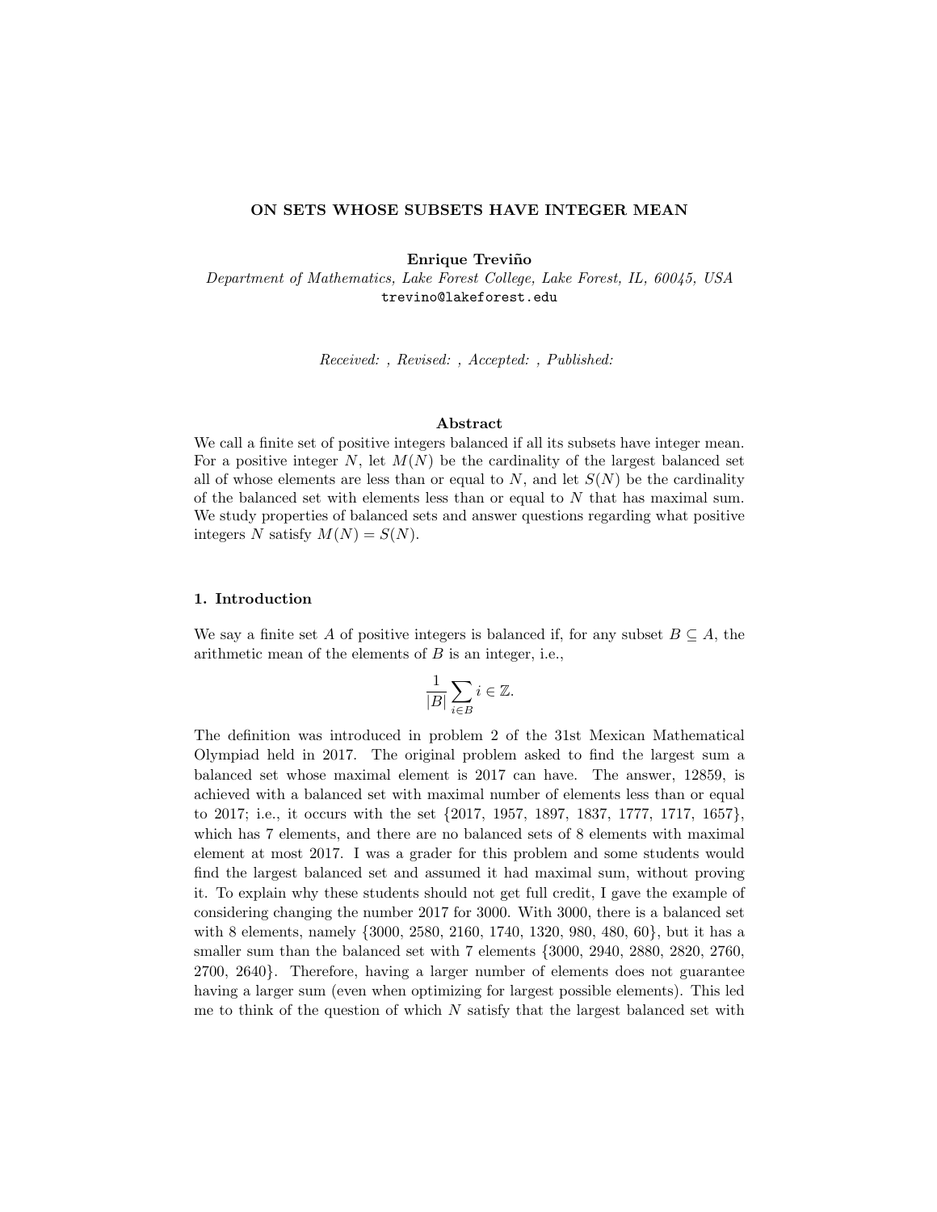# ON SETS WHOSE SUBSETS HAVE INTEGER MEAN

**Enrique Treviño**
*Department of Mathematics, Lake Forest College, Lake Forest, IL, 60045, USA*
trevino@lakeforest.edu

*Received: , Revised: , Accepted: , Published:*

### Abstract

We call a finite set of positive integers balanced if all its subsets have integer mean. For a positive integer $N$, let $M(N)$ be the cardinality of the largest balanced set all of whose elements are less than or equal to $N$, and let $S(N)$ be the cardinality of the balanced set with elements less than or equal to $N$ that has maximal sum. We study properties of balanced sets and answer questions regarding what positive integers $N$ satisfy $M(N) = S(N)$.

## 1. Introduction

We say a finite set $A$ of positive integers is balanced if, for any subset $B \subseteq A$, the arithmetic mean of the elements of $B$ is an integer, i.e.,

$$\frac{1}{|B|} \sum_{i \in B} i \in \mathbb{Z}.$$

The definition was introduced in problem 2 of the 31st Mexican Mathematical Olympiad held in 2017. The original problem asked to find the largest sum a balanced set whose maximal element is 2017 can have. The answer, 12859, is achieved with a balanced set with maximal number of elements less than or equal to 2017; i.e., it occurs with the set {2017, 1957, 1897, 1837, 1777, 1717, 1657}, which has 7 elements, and there are no balanced sets of 8 elements with maximal element at most 2017. I was a grader for this problem and some students would find the largest balanced set and assumed it had maximal sum, without proving it. To explain why these students should not get full credit, I gave the example of considering changing the number 2017 for 3000. With 3000, there is a balanced set with 8 elements, namely {3000, 2580, 2160, 1740, 1320, 980, 480, 60}, but it has a smaller sum than the balanced set with 7 elements {3000, 2940, 2880, 2820, 2760, 2700, 2640}. Therefore, having a larger number of elements does not guarantee having a larger sum (even when optimizing for largest possible elements). This led me to think of the question of which $N$ satisfy that the largest balanced set with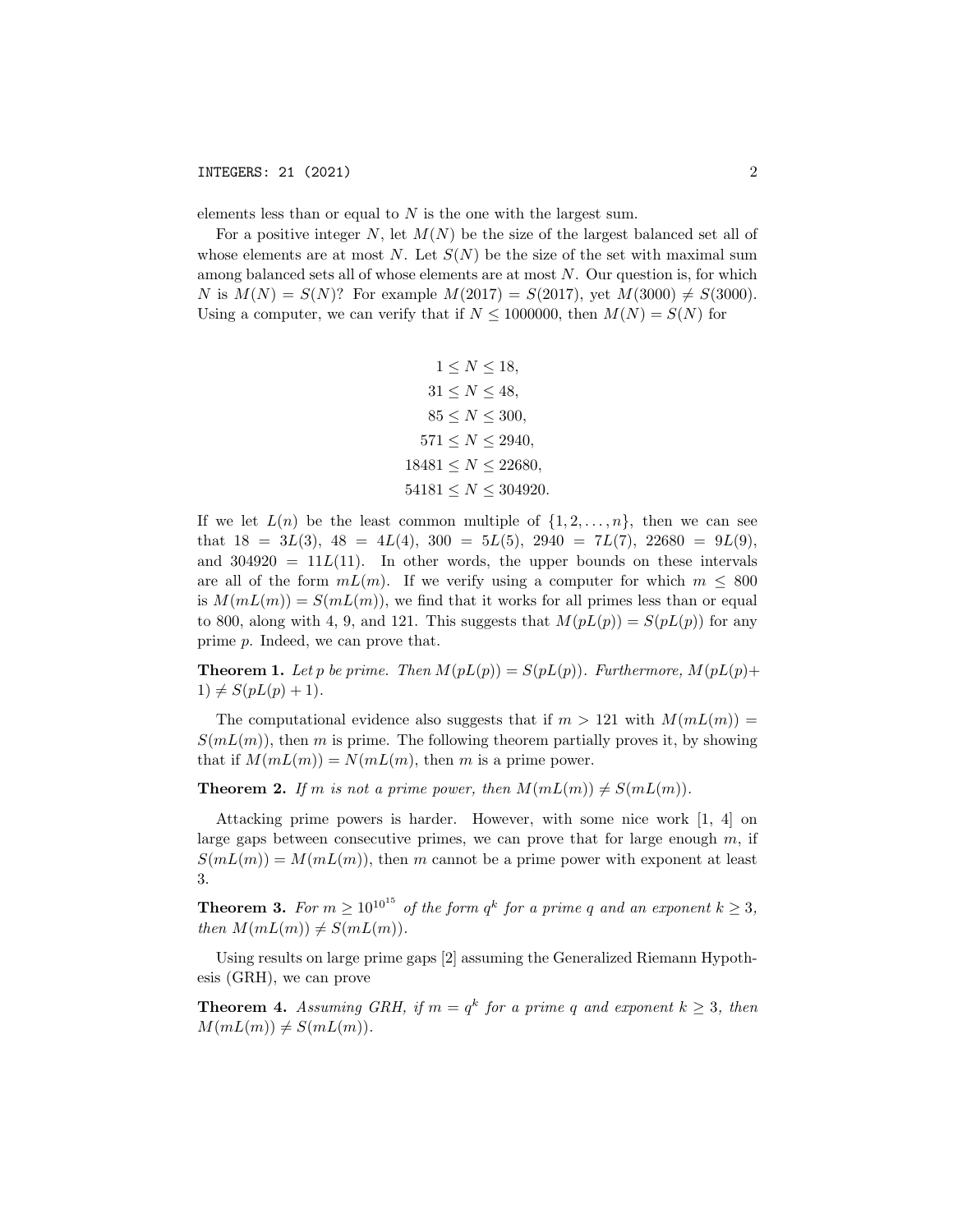elements less than or equal to $N$ is the one with the largest sum.

For a positive integer $N$, let $M(N)$ be the size of the largest balanced set all of whose elements are at most $N$. Let $S(N)$ be the size of the set with maximal sum among balanced sets all of whose elements are at most $N$. Our question is, for which $N$ is $M(N) = S(N)$? For example $M(2017) = S(2017)$, yet $M(3000) \neq S(3000)$. Using a computer, we can verify that if $N \leq 1000000$, then $M(N) = S(N)$ for

$$\begin{aligned}
1 &\leq N \leq 18, \\
31 &\leq N \leq 48, \\
85 &\leq N \leq 300, \\
571 &\leq N \leq 2940, \\
18481 &\leq N \leq 22680, \\
54181 &\leq N \leq 304920.
\end{aligned}$$

If we let $L(n)$ be the least common multiple of $\{1, 2, \ldots, n\}$, then we can see that $18 = 3L(3)$, $48 = 4L(4)$, $300 = 5L(5)$, $2940 = 7L(7)$, $22680 = 9L(9)$, and $304920 = 11L(11)$. In other words, the upper bounds on these intervals are all of the form $mL(m)$. If we verify using a computer for which $m \leq 800$ is $M(mL(m)) = S(mL(m))$, we find that it works for all primes less than or equal to 800, along with 4, 9, and 121. This suggests that $M(pL(p)) = S(pL(p))$ for any prime $p$. Indeed, we can prove that.

**Theorem 1.** *Let $p$ be prime. Then $M(pL(p)) = S(pL(p))$. Furthermore, $M(pL(p)+1) \neq S(pL(p)+1)$.*

The computational evidence also suggests that if $m > 121$ with $M(mL(m)) = S(mL(m))$, then $m$ is prime. The following theorem partially proves it, by showing that if $M(mL(m)) = N(mL(m)$, then $m$ is a prime power.

**Theorem 2.** *If $m$ is not a prime power, then $M(mL(m)) \neq S(mL(m))$.*

Attacking prime powers is harder. However, with some nice work [1, 4] on large gaps between consecutive primes, we can prove that for large enough $m$, if $S(mL(m)) = M(mL(m))$, then $m$ cannot be a prime power with exponent at least 3.

**Theorem 3.** *For $m \geq 10^{10^{15}}$ of the form $q^k$ for a prime $q$ and an exponent $k \geq 3$, then $M(mL(m)) \neq S(mL(m))$.*

Using results on large prime gaps [2] assuming the Generalized Riemann Hypothesis (GRH), we can prove

**Theorem 4.** *Assuming GRH, if $m = q^k$ for a prime $q$ and exponent $k \geq 3$, then $M(mL(m)) \neq S(mL(m))$.*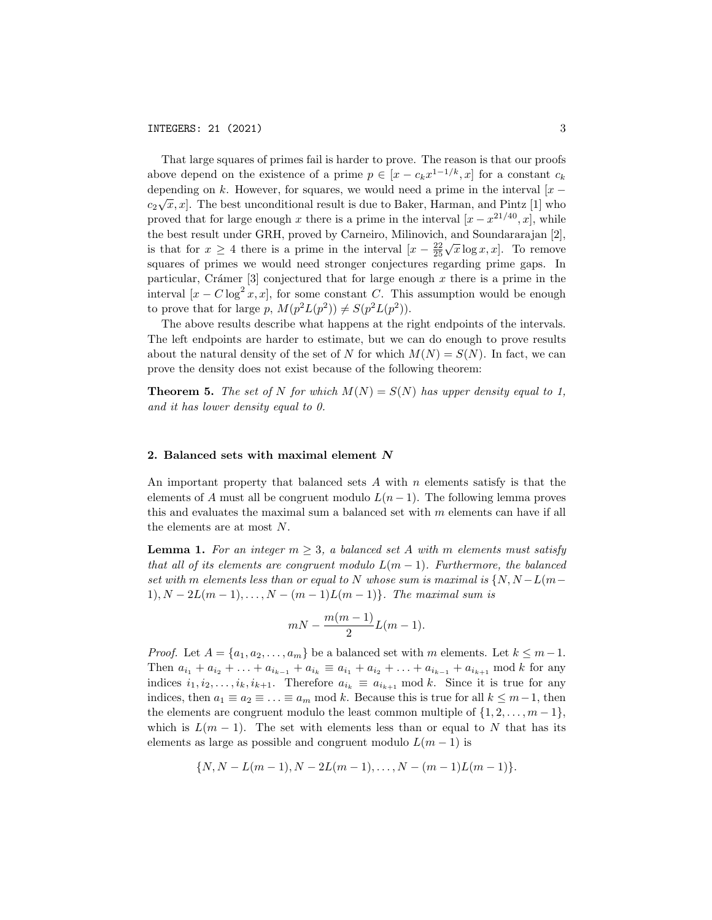That large squares of primes fail is harder to prove. The reason is that our proofs above depend on the existence of a prime $p \in [x - c_k x^{1-1/k}, x]$ for a constant $c_k$ depending on $k$. However, for squares, we would need a prime in the interval $[x - c_2\sqrt{x}, x]$. The best unconditional result is due to Baker, Harman, and Pintz [1] who proved that for large enough $x$ there is a prime in the interval $[x - x^{21/40}, x]$, while the best result under GRH, proved by Carneiro, Milinovich, and Soundararajan [2], is that for $x \geq 4$ there is a prime in the interval $[x - \frac{22}{25}\sqrt{x}\log x, x]$. To remove squares of primes we would need stronger conjectures regarding prime gaps. In particular, Crámer [3] conjectured that for large enough $x$ there is a prime in the interval $[x - C\log^2 x, x]$, for some constant $C$. This assumption would be enough to prove that for large $p$, $M(p^2L(p^2)) \neq S(p^2L(p^2))$.

The above results describe what happens at the right endpoints of the intervals. The left endpoints are harder to estimate, but we can do enough to prove results about the natural density of the set of $N$ for which $M(N) = S(N)$. In fact, we can prove the density does not exist because of the following theorem:

**Theorem 5.** *The set of $N$ for which $M(N) = S(N)$ has upper density equal to 1, and it has lower density equal to 0.*

## 2. Balanced sets with maximal element $N$

An important property that balanced sets $A$ with $n$ elements satisfy is that the elements of $A$ must all be congruent modulo $L(n-1)$. The following lemma proves this and evaluates the maximal sum a balanced set with $m$ elements can have if all the elements are at most $N$.

**Lemma 1.** *For an integer $m \geq 3$, a balanced set $A$ with $m$ elements must satisfy that all of its elements are congruent modulo $L(m-1)$. Furthermore, the balanced set with $m$ elements less than or equal to $N$ whose sum is maximal is $\{N, N-L(m-1), N-2L(m-1), \ldots, N-(m-1)L(m-1)\}$. The maximal sum is*

$$mN - \frac{m(m-1)}{2}L(m-1).$$

*Proof.* Let $A = \{a_1, a_2, \ldots, a_m\}$ be a balanced set with $m$ elements. Let $k \leq m-1$. Then $a_{i_1} + a_{i_2} + \ldots + a_{i_{k-1}} + a_{i_k} \equiv a_{i_1} + a_{i_2} + \ldots + a_{i_{k-1}} + a_{i_{k+1}} \bmod k$ for any indices $i_1, i_2, \ldots, i_k, i_{k+1}$. Therefore $a_{i_k} \equiv a_{i_{k+1}} \bmod k$. Since it is true for any indices, then $a_1 \equiv a_2 \equiv \ldots \equiv a_m \bmod k$. Because this is true for all $k \leq m-1$, then the elements are congruent modulo the least common multiple of $\{1, 2, \ldots, m-1\}$, which is $L(m-1)$. The set with elements less than or equal to $N$ that has its elements as large as possible and congruent modulo $L(m-1)$ is

$$\{N, N-L(m-1), N-2L(m-1), \ldots, N-(m-1)L(m-1)\}.$$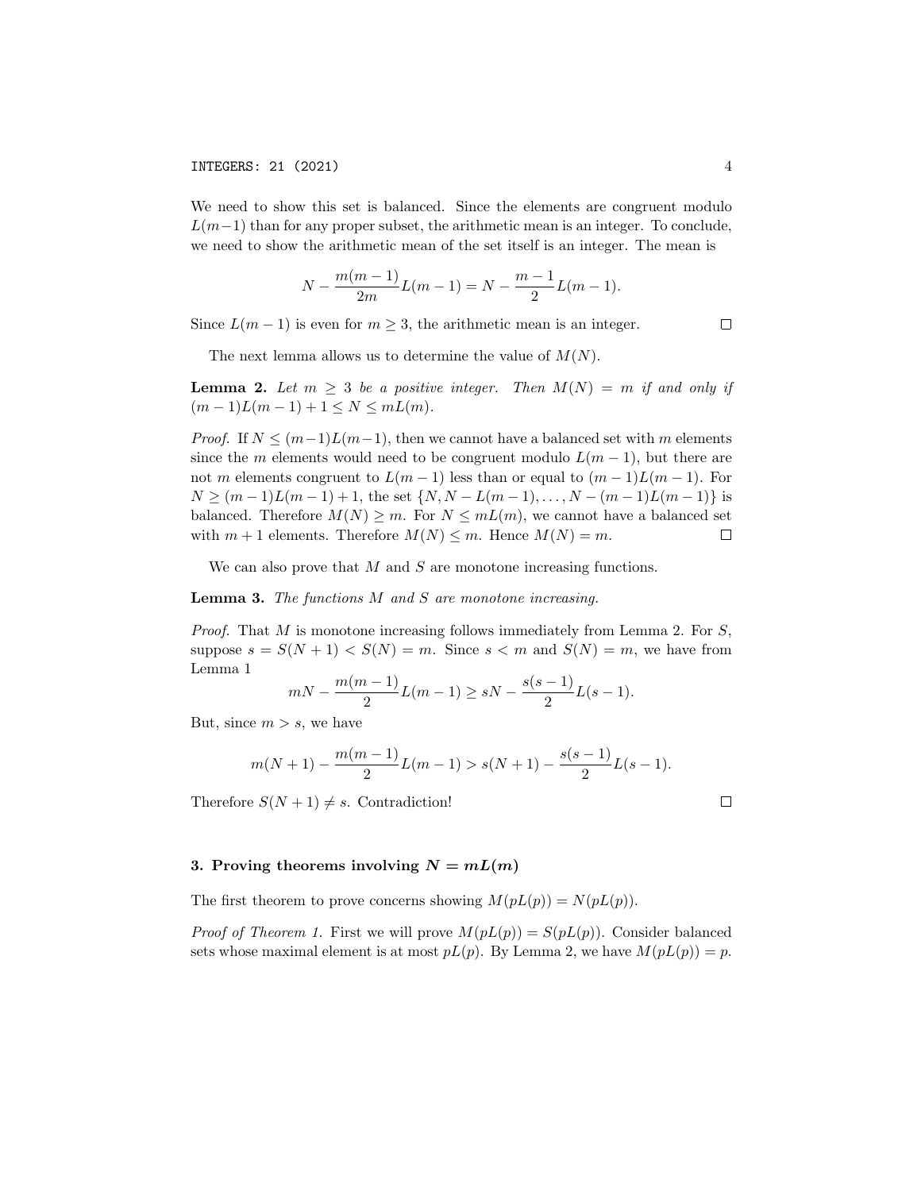We need to show this set is balanced. Since the elements are congruent modulo $L(m-1)$ than for any proper subset, the arithmetic mean is an integer. To conclude, we need to show the arithmetic mean of the set itself is an integer. The mean is

$$N - \frac{m(m-1)}{2m}L(m-1) = N - \frac{m-1}{2}L(m-1).$$

Since $L(m-1)$ is even for $m \geq 3$, the arithmetic mean is an integer. □

The next lemma allows us to determine the value of $M(N)$.

**Lemma 2.** *Let $m \geq 3$ be a positive integer. Then $M(N) = m$ if and only if $(m-1)L(m-1) + 1 \leq N \leq mL(m)$.*

*Proof.* If $N \leq (m-1)L(m-1)$, then we cannot have a balanced set with $m$ elements since the $m$ elements would need to be congruent modulo $L(m-1)$, but there are not $m$ elements congruent to $L(m-1)$ less than or equal to $(m-1)L(m-1)$. For $N \geq (m-1)L(m-1)+1$, the set $\{N, N-L(m-1), \ldots, N-(m-1)L(m-1)\}$ is balanced. Therefore $M(N) \geq m$. For $N \leq mL(m)$, we cannot have a balanced set with $m+1$ elements. Therefore $M(N) \leq m$. Hence $M(N) = m$. □

We can also prove that $M$ and $S$ are monotone increasing functions.

**Lemma 3.** *The functions $M$ and $S$ are monotone increasing.*

*Proof.* That $M$ is monotone increasing follows immediately from Lemma 2. For $S$, suppose $s = S(N+1) < S(N) = m$. Since $s < m$ and $S(N) = m$, we have from Lemma 1

$$mN - \frac{m(m-1)}{2}L(m-1) \geq sN - \frac{s(s-1)}{2}L(s-1).$$

But, since $m > s$, we have

$$m(N+1) - \frac{m(m-1)}{2}L(m-1) > s(N+1) - \frac{s(s-1)}{2}L(s-1).$$

Therefore $S(N+1) \neq s$. Contradiction! □

## 3. Proving theorems involving $N = mL(m)$

The first theorem to prove concerns showing $M(pL(p)) = N(pL(p))$.

*Proof of Theorem 1.* First we will prove $M(pL(p)) = S(pL(p))$. Consider balanced sets whose maximal element is at most $pL(p)$. By Lemma 2, we have $M(pL(p)) = p$.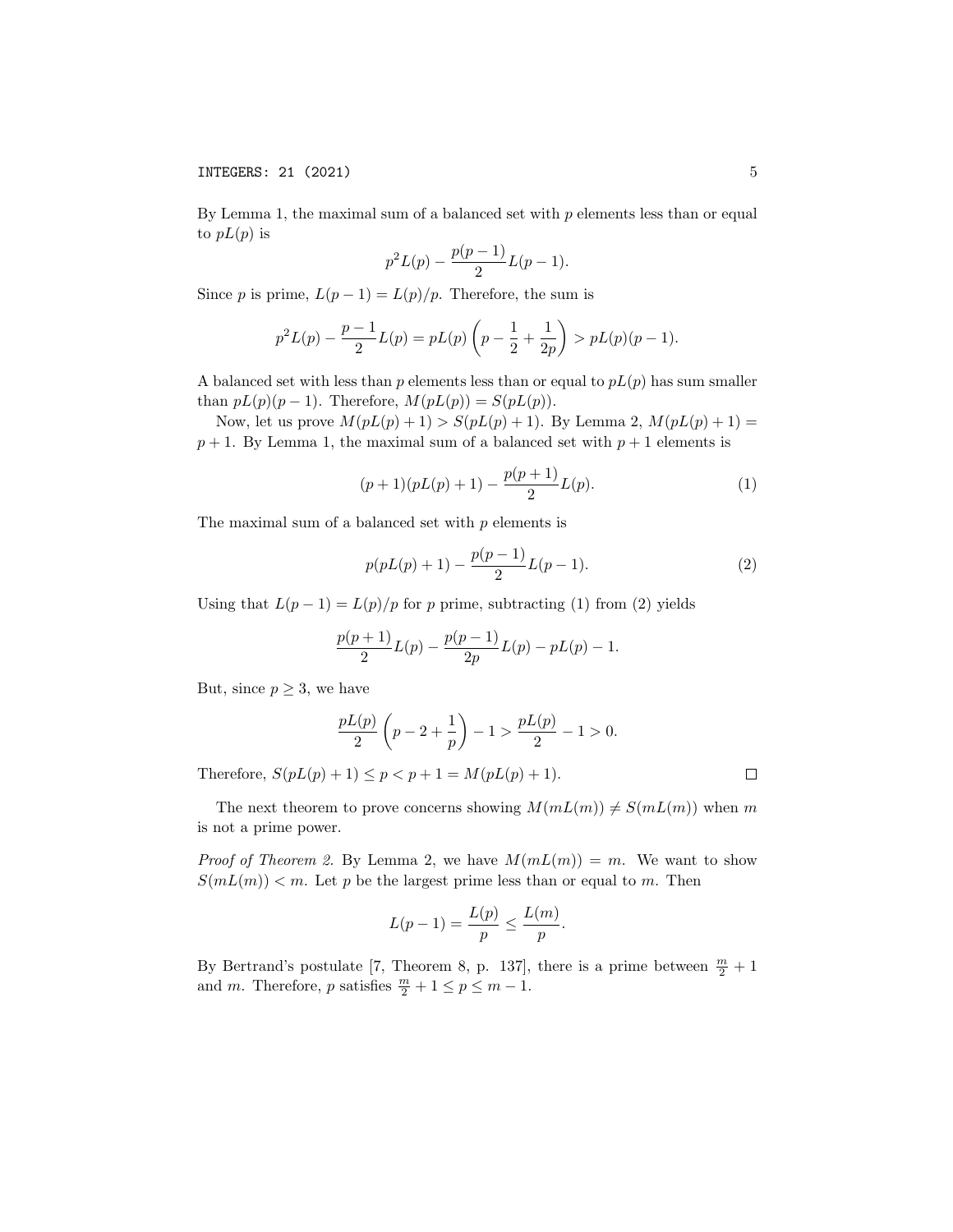By Lemma 1, the maximal sum of a balanced set with $p$ elements less than or equal to $pL(p)$ is

$$p^2L(p) - \frac{p(p-1)}{2}L(p-1).$$

Since $p$ is prime, $L(p-1) = L(p)/p$. Therefore, the sum is

$$p^2L(p) - \frac{p-1}{2}L(p) = pL(p)\left(p - \frac{1}{2} + \frac{1}{2p}\right) > pL(p)(p-1).$$

A balanced set with less than $p$ elements less than or equal to $pL(p)$ has sum smaller than $pL(p)(p-1)$. Therefore, $M(pL(p)) = S(pL(p))$.

Now, let us prove $M(pL(p)+1) > S(pL(p)+1)$. By Lemma 2, $M(pL(p)+1) = p+1$. By Lemma 1, the maximal sum of a balanced set with $p+1$ elements is

$$(p+1)(pL(p)+1) - \frac{p(p+1)}{2}L(p). \tag{1}$$

The maximal sum of a balanced set with $p$ elements is

$$p(pL(p)+1) - \frac{p(p-1)}{2}L(p-1). \tag{2}$$

Using that $L(p-1) = L(p)/p$ for $p$ prime, subtracting (1) from (2) yields

$$\frac{p(p+1)}{2}L(p) - \frac{p(p-1)}{2p}L(p) - pL(p) - 1.$$

But, since $p \geq 3$, we have

$$\frac{pL(p)}{2}\left(p - 2 + \frac{1}{p}\right) - 1 > \frac{pL(p)}{2} - 1 > 0.$$

Therefore, $S(pL(p)+1) \leq p < p+1 = M(pL(p)+1)$. $\square$

The next theorem to prove concerns showing $M(mL(m)) \neq S(mL(m))$ when $m$ is not a prime power.

*Proof of Theorem 2.* By Lemma 2, we have $M(mL(m)) = m$. We want to show $S(mL(m)) < m$. Let $p$ be the largest prime less than or equal to $m$. Then

$$L(p-1) = \frac{L(p)}{p} \leq \frac{L(m)}{p}.$$

By Bertrand's postulate [7, Theorem 8, p. 137], there is a prime between $\frac{m}{2}+1$ and $m$. Therefore, $p$ satisfies $\frac{m}{2}+1 \leq p \leq m-1$.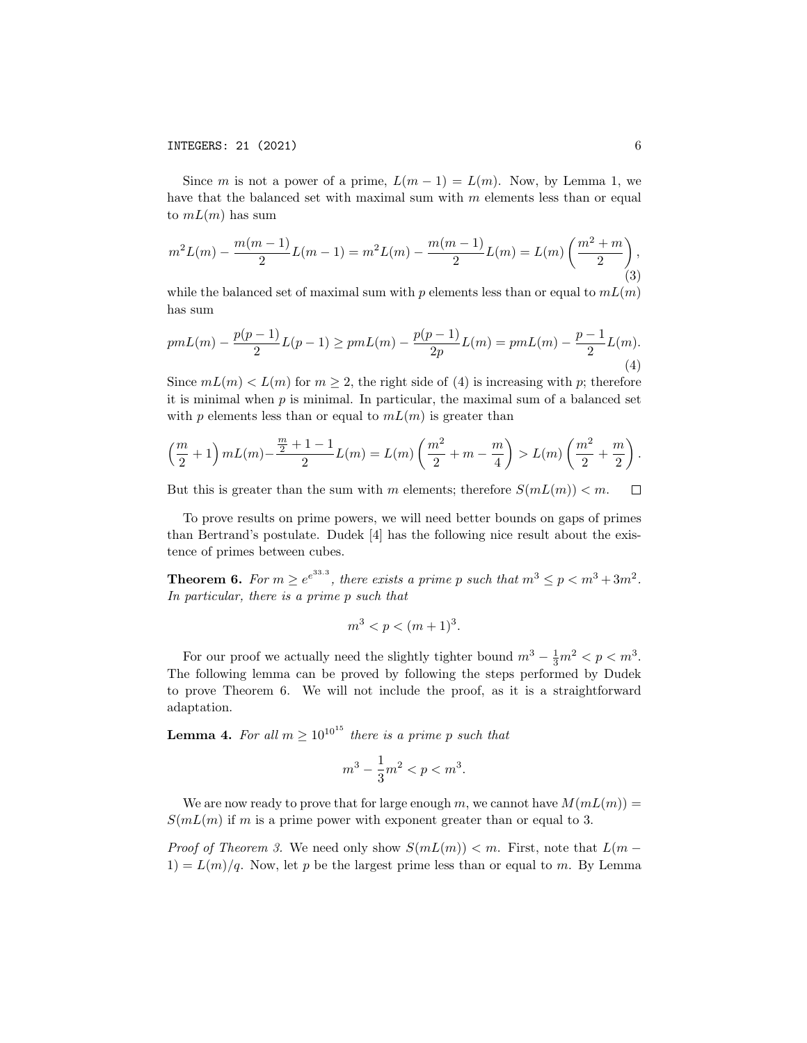Since $m$ is not a power of a prime, $L(m-1) = L(m)$. Now, by Lemma 1, we have that the balanced set with maximal sum with $m$ elements less than or equal to $mL(m)$ has sum

$$m^2L(m) - \frac{m(m-1)}{2}L(m-1) = m^2L(m) - \frac{m(m-1)}{2}L(m) = L(m)\left(\frac{m^2+m}{2}\right), \tag{3}$$

while the balanced set of maximal sum with $p$ elements less than or equal to $mL(m)$ has sum

$$pmL(m) - \frac{p(p-1)}{2}L(p-1) \geq pmL(m) - \frac{p(p-1)}{2p}L(m) = pmL(m) - \frac{p-1}{2}L(m). \tag{4}$$

Since $mL(m) < L(m)$ for $m \geq 2$, the right side of (4) is increasing with $p$; therefore it is minimal when $p$ is minimal. In particular, the maximal sum of a balanced set with $p$ elements less than or equal to $mL(m)$ is greater than

$$\left(\frac{m}{2}+1\right)mL(m) - \frac{\frac{m}{2}+1-1}{2}L(m) = L(m)\left(\frac{m^2}{2} + m - \frac{m}{4}\right) > L(m)\left(\frac{m^2}{2} + \frac{m}{2}\right).$$

But this is greater than the sum with $m$ elements; therefore $S(mL(m)) < m$. $\square$

To prove results on prime powers, we will need better bounds on gaps of primes than Bertrand's postulate. Dudek [4] has the following nice result about the existence of primes between cubes.

**Theorem 6.** *For $m \geq e^{e^{33.3}}$, there exists a prime $p$ such that $m^3 \leq p < m^3 + 3m^2$. In particular, there is a prime $p$ such that*

$$m^3 < p < (m+1)^3.$$

For our proof we actually need the slightly tighter bound $m^3 - \frac{1}{3}m^2 < p < m^3$. The following lemma can be proved by following the steps performed by Dudek to prove Theorem 6. We will not include the proof, as it is a straightforward adaptation.

**Lemma 4.** *For all $m \geq 10^{10^{15}}$ there is a prime $p$ such that*

$$m^3 - \frac{1}{3}m^2 < p < m^3.$$

We are now ready to prove that for large enough $m$, we cannot have $M(mL(m)) = S(mL(m)$ if $m$ is a prime power with exponent greater than or equal to 3.

*Proof of Theorem 3.* We need only show $S(mL(m)) < m$. First, note that $L(m-1) = L(m)/q$. Now, let $p$ be the largest prime less than or equal to $m$. By Lemma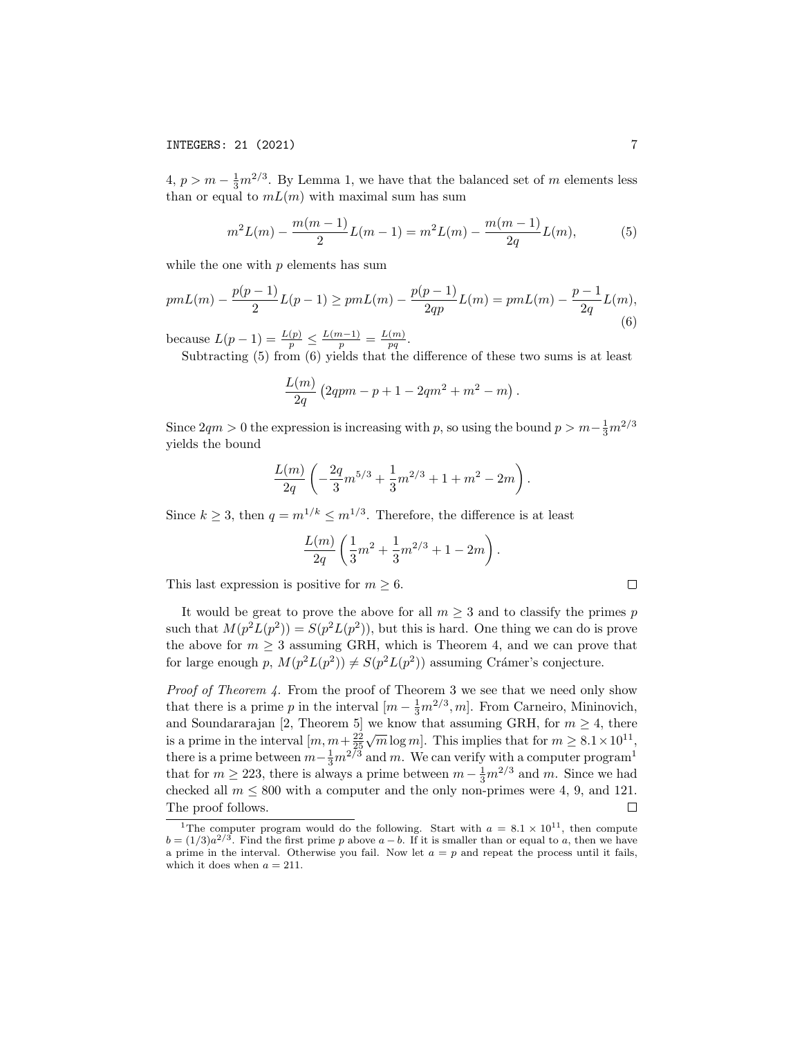4, $p > m - \frac{1}{3}m^{2/3}$. By Lemma 1, we have that the balanced set of $m$ elements less than or equal to $mL(m)$ with maximal sum has sum

$$m^2L(m) - \frac{m(m-1)}{2}L(m-1) = m^2L(m) - \frac{m(m-1)}{2q}L(m), \tag{5}$$

while the one with $p$ elements has sum

$$pmL(m) - \frac{p(p-1)}{2}L(p-1) \geq pmL(m) - \frac{p(p-1)}{2qp}L(m) = pmL(m) - \frac{p-1}{2q}L(m), \tag{6}$$

because $L(p-1) = \frac{L(p)}{p} \leq \frac{L(m-1)}{p} = \frac{L(m)}{pq}$.

Subtracting (5) from (6) yields that the difference of these two sums is at least

$$\frac{L(m)}{2q}\left(2qpm - p + 1 - 2qm^2 + m^2 - m\right).$$

Since $2qm > 0$ the expression is increasing with $p$, so using the bound $p > m - \frac{1}{3}m^{2/3}$ yields the bound

$$\frac{L(m)}{2q}\left(-\frac{2q}{3}m^{5/3} + \frac{1}{3}m^{2/3} + 1 + m^2 - 2m\right).$$

Since $k \geq 3$, then $q = m^{1/k} \leq m^{1/3}$. Therefore, the difference is at least

$$\frac{L(m)}{2q}\left(\frac{1}{3}m^2 + \frac{1}{3}m^{2/3} + 1 - 2m\right).$$

This last expression is positive for $m \geq 6$. $\square$

It would be great to prove the above for all $m \geq 3$ and to classify the primes $p$ such that $M(p^2L(p^2)) = S(p^2L(p^2))$, but this is hard. One thing we can do is prove the above for $m \geq 3$ assuming GRH, which is Theorem 4, and we can prove that for large enough $p$, $M(p^2L(p^2)) \neq S(p^2L(p^2))$ assuming Crámer's conjecture.

*Proof of Theorem 4.* From the proof of Theorem 3 we see that we need only show that there is a prime $p$ in the interval $[m - \frac{1}{3}m^{2/3}, m]$. From Carneiro, Mininovich, and Soundararajan [2, Theorem 5] we know that assuming GRH, for $m \geq 4$, there is a prime in the interval $[m, m + \frac{22}{25}\sqrt{m}\log m]$. This implies that for $m \geq 8.1 \times 10^{11}$, there is a prime between $m - \frac{1}{3}m^{2/3}$ and $m$. We can verify with a computer program[1] that for $m \geq 223$, there is always a prime between $m - \frac{1}{3}m^{2/3}$ and $m$. Since we had checked all $m \leq 800$ with a computer and the only non-primes were 4, 9, and 121. The proof follows. $\square$

[1]The computer program would do the following. Start with $a = 8.1 \times 10^{11}$, then compute $b = (1/3)a^{2/3}$. Find the first prime $p$ above $a - b$. If it is smaller than or equal to $a$, then we have a prime in the interval. Otherwise you fail. Now let $a = p$ and repeat the process until it fails, which it does when $a = 211$.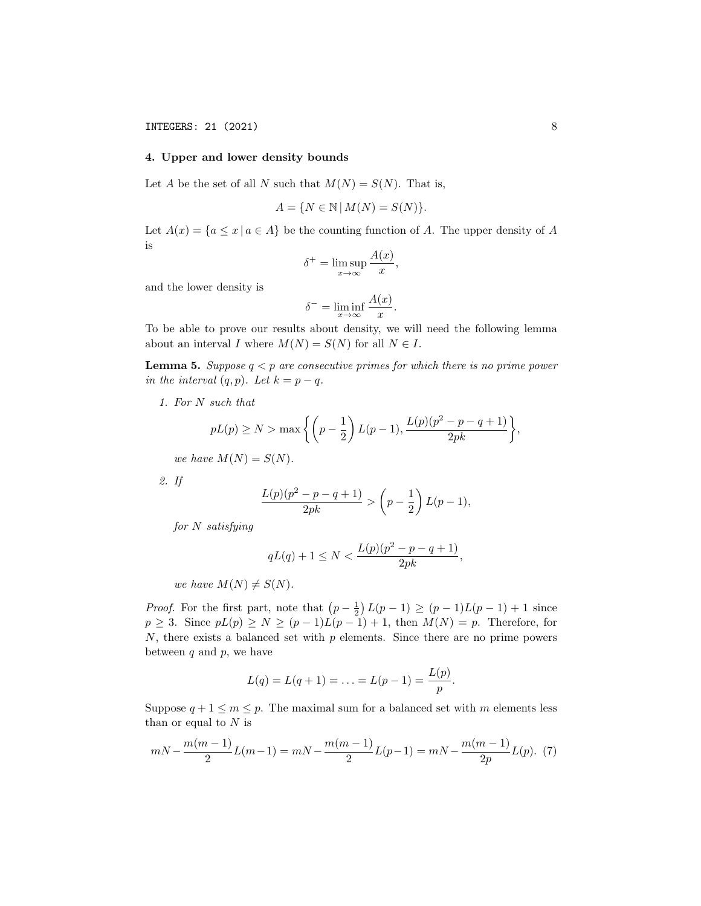## 4. Upper and lower density bounds

Let $A$ be the set of all $N$ such that $M(N) = S(N)$. That is,

$$A = \{N \in \mathbb{N} \mid M(N) = S(N)\}.$$

Let $A(x) = \{a \le x \mid a \in A\}$ be the counting function of $A$. The upper density of $A$ is

$$\delta^+ = \limsup_{x \to \infty} \frac{A(x)}{x},$$

and the lower density is

$$\delta^- = \liminf_{x \to \infty} \frac{A(x)}{x}.$$

To be able to prove our results about density, we will need the following lemma about an interval $I$ where $M(N) = S(N)$ for all $N \in I$.

**Lemma 5.** *Suppose $q < p$ are consecutive primes for which there is no prime power in the interval $(q, p)$. Let $k = p - q$.*

1. *For $N$ such that*

$$pL(p) \ge N > \max\left\{ \left(p - \frac{1}{2}\right) L(p-1), \frac{L(p)(p^2 - p - q + 1)}{2pk} \right\},$$

*we have $M(N) = S(N)$.*

2. *If*

$$\frac{L(p)(p^2 - p - q + 1)}{2pk} > \left(p - \frac{1}{2}\right) L(p-1),$$

*for $N$ satisfying*

$$qL(q) + 1 \le N < \frac{L(p)(p^2 - p - q + 1)}{2pk},$$

*we have $M(N) \ne S(N)$.*

*Proof.* For the first part, note that $\left(p - \frac{1}{2}\right) L(p-1) \ge (p-1)L(p-1) + 1$ since $p \ge 3$. Since $pL(p) \ge N \ge (p-1)L(p-1) + 1$, then $M(N) = p$. Therefore, for $N$, there exists a balanced set with $p$ elements. Since there are no prime powers between $q$ and $p$, we have

$$L(q) = L(q+1) = \ldots = L(p-1) = \frac{L(p)}{p}.$$

Suppose $q + 1 \le m \le p$. The maximal sum for a balanced set with $m$ elements less than or equal to $N$ is

$$mN - \frac{m(m-1)}{2} L(m-1) = mN - \frac{m(m-1)}{2} L(p-1) = mN - \frac{m(m-1)}{2p} L(p). \quad (7)$$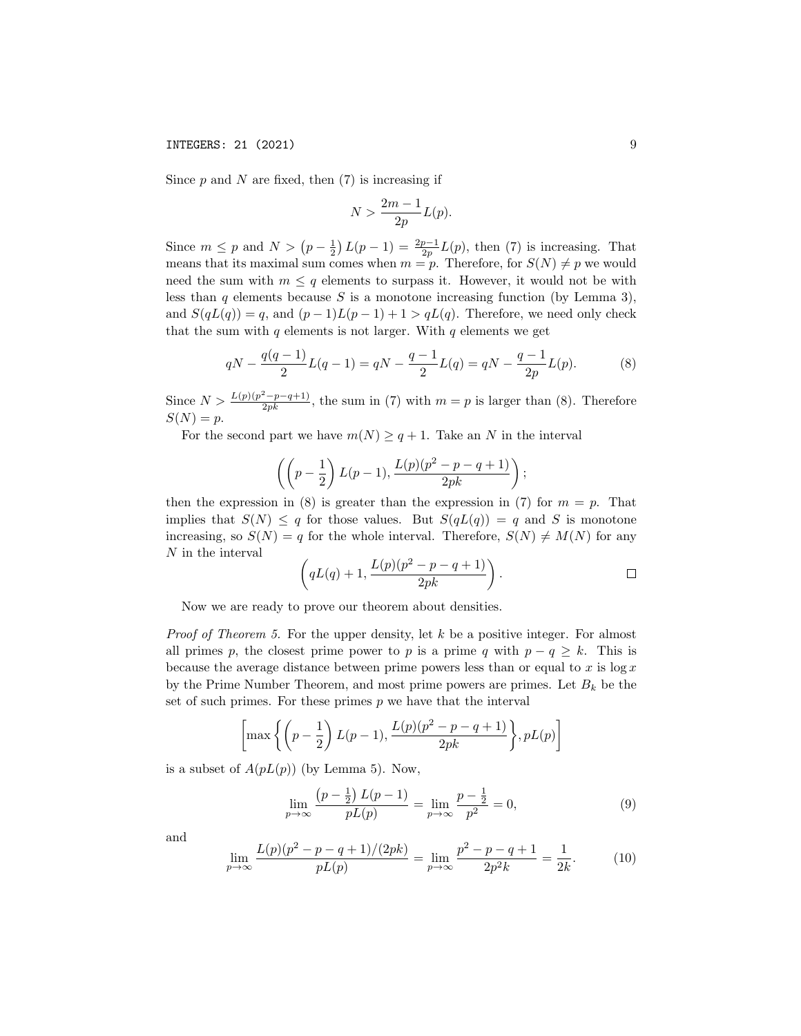Since $p$ and $N$ are fixed, then (7) is increasing if

$$N > \frac{2m-1}{2p}L(p).$$

Since $m \le p$ and $N > \left(p - \frac{1}{2}\right)L(p-1) = \frac{2p-1}{2p}L(p)$, then (7) is increasing. That means that its maximal sum comes when $m = p$. Therefore, for $S(N) \neq p$ we would need the sum with $m \le q$ elements to surpass it. However, it would not be with less than $q$ elements because $S$ is a monotone increasing function (by Lemma 3), and $S(qL(q)) = q$, and $(p-1)L(p-1)+1 > qL(q)$. Therefore, we need only check that the sum with $q$ elements is not larger. With $q$ elements we get

$$qN - \frac{q(q-1)}{2}L(q-1) = qN - \frac{q-1}{2}L(q) = qN - \frac{q-1}{2p}L(p). \tag{8}$$

Since $N > \frac{L(p)(p^2-p-q+1)}{2pk}$, the sum in (7) with $m = p$ is larger than (8). Therefore $S(N) = p$.

For the second part we have $m(N) \ge q+1$. Take an $N$ in the interval

$$\left(\left(p - \frac{1}{2}\right)L(p-1), \frac{L(p)(p^2-p-q+1)}{2pk}\right);$$

then the expression in (8) is greater than the expression in (7) for $m = p$. That implies that $S(N) \le q$ for those values. But $S(qL(q)) = q$ and $S$ is monotone increasing, so $S(N) = q$ for the whole interval. Therefore, $S(N) \neq M(N)$ for any $N$ in the interval

$$\left(qL(q)+1, \frac{L(p)(p^2-p-q+1)}{2pk}\right).$$

□

Now we are ready to prove our theorem about densities.

*Proof of Theorem 5.* For the upper density, let $k$ be a positive integer. For almost all primes $p$, the closest prime power to $p$ is a prime $q$ with $p - q \ge k$. This is because the average distance between prime powers less than or equal to $x$ is $\log x$ by the Prime Number Theorem, and most prime powers are primes. Let $B_k$ be the set of such primes. For these primes $p$ we have that the interval

$$\left[\max\left\{\left(p - \frac{1}{2}\right)L(p-1), \frac{L(p)(p^2-p-q+1)}{2pk}\right\}, pL(p)\right]$$

is a subset of $A(pL(p))$ (by Lemma 5). Now,

$$\lim_{p\to\infty} \frac{\left(p-\frac{1}{2}\right)L(p-1)}{pL(p)} = \lim_{p\to\infty} \frac{p-\frac{1}{2}}{p^2} = 0, \tag{9}$$

and

$$\lim_{p\to\infty} \frac{L(p)(p^2-p-q+1)/(2pk)}{pL(p)} = \lim_{p\to\infty} \frac{p^2-p-q+1}{2p^2k} = \frac{1}{2k}. \tag{10}$$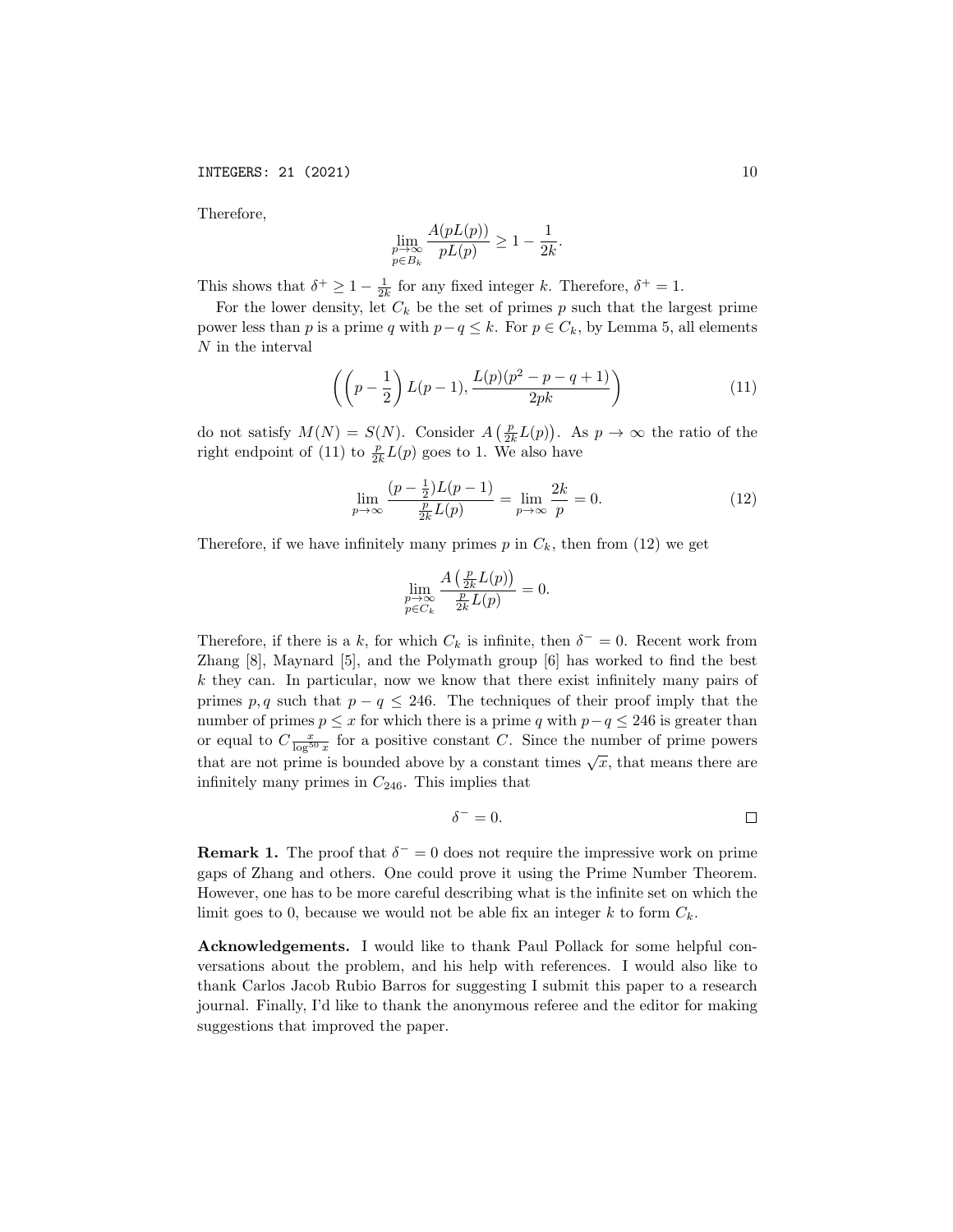Therefore,

$$\lim_{\substack{p\to\infty \\ p\in B_k}} \frac{A(pL(p))}{pL(p)} \geq 1 - \frac{1}{2k}.$$

This shows that $\delta^+ \geq 1 - \frac{1}{2k}$ for any fixed integer $k$. Therefore, $\delta^+ = 1$.

For the lower density, let $C_k$ be the set of primes $p$ such that the largest prime power less than $p$ is a prime $q$ with $p - q \leq k$. For $p \in C_k$, by Lemma 5, all elements $N$ in the interval

$$\left(\left(p - \frac{1}{2}\right) L(p-1), \frac{L(p)(p^2 - p - q + 1)}{2pk}\right) \tag{11}$$

do not satisfy $M(N) = S(N)$. Consider $A\left(\frac{p}{2k}L(p)\right)$. As $p \to \infty$ the ratio of the right endpoint of (11) to $\frac{p}{2k}L(p)$ goes to 1. We also have

$$\lim_{p\to\infty} \frac{(p - \frac{1}{2})L(p-1)}{\frac{p}{2k}L(p)} = \lim_{p\to\infty} \frac{2k}{p} = 0. \tag{12}$$

Therefore, if we have infinitely many primes $p$ in $C_k$, then from (12) we get

$$\lim_{\substack{p\to\infty \\ p\in C_k}} \frac{A\left(\frac{p}{2k}L(p)\right)}{\frac{p}{2k}L(p)} = 0.$$

Therefore, if there is a $k$, for which $C_k$ is infinite, then $\delta^- = 0$. Recent work from Zhang [8], Maynard [5], and the Polymath group [6] has worked to find the best $k$ they can. In particular, now we know that there exist infinitely many pairs of primes $p, q$ such that $p - q \leq 246$. The techniques of their proof imply that the number of primes $p \leq x$ for which there is a prime $q$ with $p - q \leq 246$ is greater than or equal to $C\frac{x}{\log^{50} x}$ for a positive constant $C$. Since the number of prime powers that are not prime is bounded above by a constant times $\sqrt{x}$, that means there are infinitely many primes in $C_{246}$. This implies that

$$\delta^- = 0.$$

□

**Remark 1.** The proof that $\delta^- = 0$ does not require the impressive work on prime gaps of Zhang and others. One could prove it using the Prime Number Theorem. However, one has to be more careful describing what is the infinite set on which the limit goes to 0, because we would not be able fix an integer $k$ to form $C_k$.

**Acknowledgements.** I would like to thank Paul Pollack for some helpful conversations about the problem, and his help with references. I would also like to thank Carlos Jacob Rubio Barros for suggesting I submit this paper to a research journal. Finally, I'd like to thank the anonymous referee and the editor for making suggestions that improved the paper.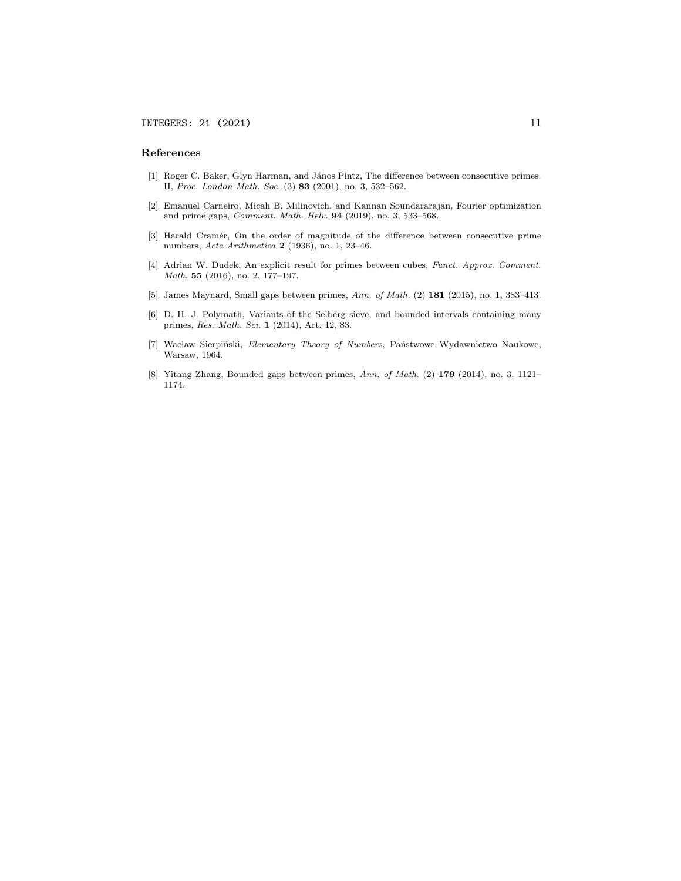## References

[1] Roger C. Baker, Glyn Harman, and János Pintz, The difference between consecutive primes. II, *Proc. London Math. Soc.* (3) **83** (2001), no. 3, 532–562.

[2] Emanuel Carneiro, Micah B. Milinovich, and Kannan Soundararajan, Fourier optimization and prime gaps, *Comment. Math. Helv.* **94** (2019), no. 3, 533–568.

[3] Harald Cramér, On the order of magnitude of the difference between consecutive prime numbers, *Acta Arithmetica* **2** (1936), no. 1, 23–46.

[4] Adrian W. Dudek, An explicit result for primes between cubes, *Funct. Approx. Comment. Math.* **55** (2016), no. 2, 177–197.

[5] James Maynard, Small gaps between primes, *Ann. of Math.* (2) **181** (2015), no. 1, 383–413.

[6] D. H. J. Polymath, Variants of the Selberg sieve, and bounded intervals containing many primes, *Res. Math. Sci.* **1** (2014), Art. 12, 83.

[7] Wacław Sierpiński, *Elementary Theory of Numbers*, Państwowe Wydawnictwo Naukowe, Warsaw, 1964.

[8] Yitang Zhang, Bounded gaps between primes, *Ann. of Math.* (2) **179** (2014), no. 3, 1121–1174.